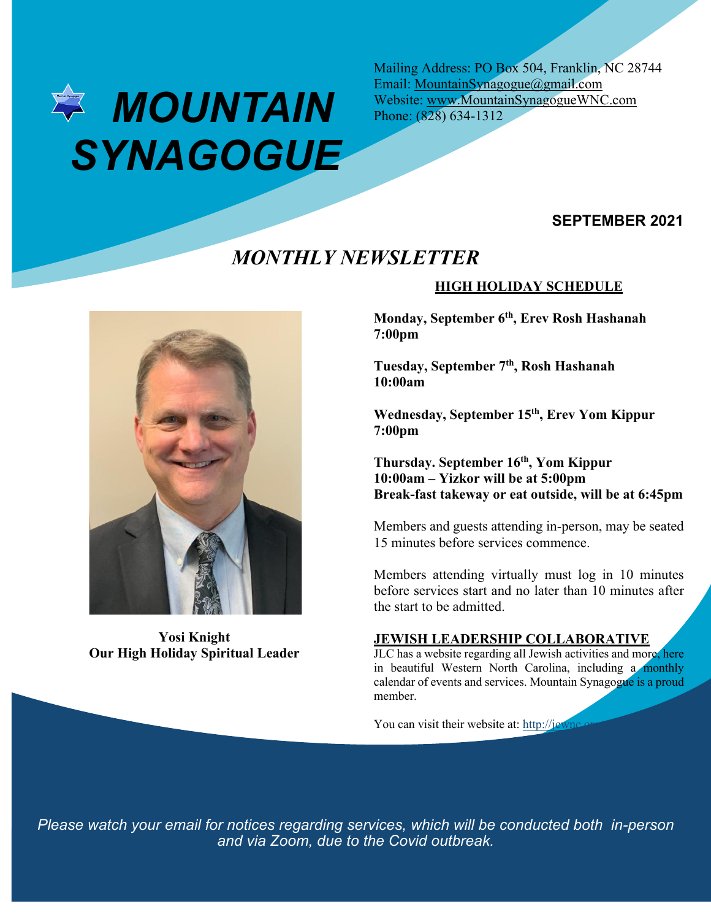# MOUNTAIN SYNAGOGUE

Mailing Address: PO Box 504, Franklin, NC 28744
Email: MountainSynagogue@gmail.com
Website: www.MountainSynagogueWNC.com
Phone: (828) 634-1312

**SEPTEMBER 2021**

## *MONTHLY NEWSLETTER*

**Yosi Knight**
**Our High Holiday Spiritual Leader**

### HIGH HOLIDAY SCHEDULE

**Monday, September 6th, Erev Rosh Hashanah**
**7:00pm**

**Tuesday, September 7th, Rosh Hashanah**
**10:00am**

**Wednesday, September 15th, Erev Yom Kippur**
**7:00pm**

**Thursday. September 16th, Yom Kippur**
**10:00am – Yizkor will be at 5:00pm**
**Break-fast takeway or eat outside, will be at 6:45pm**

Members and guests attending in-person, may be seated 15 minutes before services commence.

Members attending virtually must log in 10 minutes before services start and no later than 10 minutes after the start to be admitted.

### JEWISH LEADERSHIP COLLABORATIVE

JLC has a website regarding all Jewish activities and more, here in beautiful Western North Carolina, including a monthly calendar of events and services. Mountain Synagogue is a proud member.

You can visit their website at: http://jewnc.or

*Please watch your email for notices regarding services, which will be conducted both in-person and via Zoom, due to the Covid outbreak.*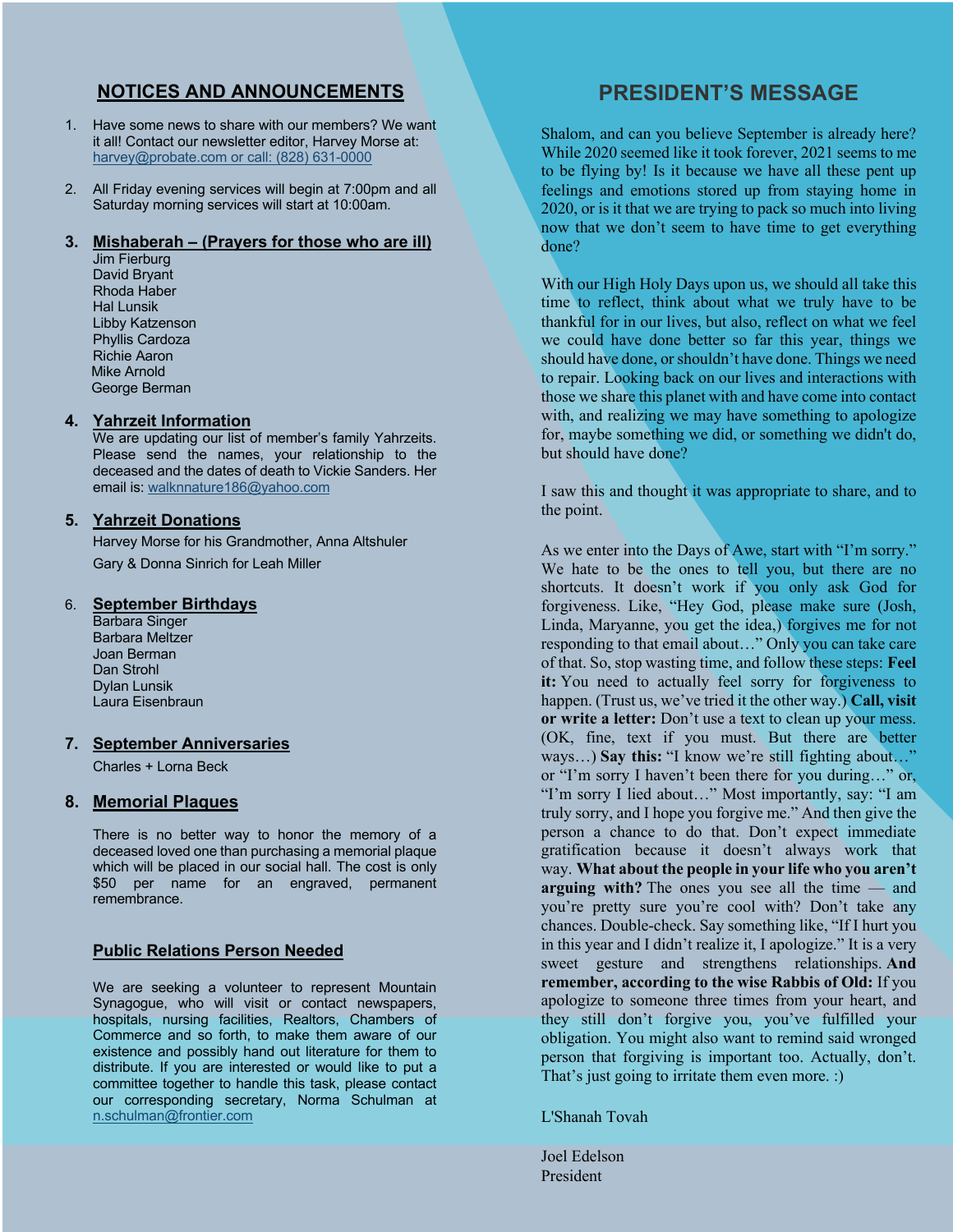## NOTICES AND ANNOUNCEMENTS

1. Have some news to share with our members? We want it all! Contact our newsletter editor, Harvey Morse at: harvey@probate.com or call: (828) 631-0000

2. All Friday evening services will begin at 7:00pm and all Saturday morning services will start at 10:00am.

3. **Mishaberah – (Prayers for those who are ill)**
   Jim Fierburg
   David Bryant
   Rhoda Haber
   Hal Lunsik
   Libby Katzenson
   Phyllis Cardoza
   Richie Aaron
   Mike Arnold
   George Berman

4. **Yahrzeit Information**
   We are updating our list of member's family Yahrzeits. Please send the names, your relationship to the deceased and the dates of death to Vickie Sanders. Her email is: walknnature186@yahoo.com

5. **Yahrzeit Donations**
   Harvey Morse for his Grandmother, Anna Altshuler
   Gary & Donna Sinrich for Leah Miller

6. **September Birthdays**
   Barbara Singer
   Barbara Meltzer
   Joan Berman
   Dan Strohl
   Dylan Lunsik
   Laura Eisenbraun

7. **September Anniversaries**
   Charles + Lorna Beck

8. **Memorial Plaques**

   There is no better way to honor the memory of a deceased loved one than purchasing a memorial plaque which will be placed in our social hall. The cost is only $50 per name for an engraved, permanent remembrance.

**Public Relations Person Needed**

We are seeking a volunteer to represent Mountain Synagogue, who will visit or contact newspapers, hospitals, nursing facilities, Realtors, Chambers of Commerce and so forth, to make them aware of our existence and possibly hand out literature for them to distribute. If you are interested or would like to put a committee together to handle this task, please contact our corresponding secretary, Norma Schulman at n.schulman@frontier.com

## PRESIDENT'S MESSAGE

Shalom, and can you believe September is already here? While 2020 seemed like it took forever, 2021 seems to me to be flying by! Is it because we have all these pent up feelings and emotions stored up from staying home in 2020, or is it that we are trying to pack so much into living now that we don't seem to have time to get everything done?

With our High Holy Days upon us, we should all take this time to reflect, think about what we truly have to be thankful for in our lives, but also, reflect on what we feel we could have done better so far this year, things we should have done, or shouldn't have done. Things we need to repair. Looking back on our lives and interactions with those we share this planet with and have come into contact with, and realizing we may have something to apologize for, maybe something we did, or something we didn't do, but should have done?

I saw this and thought it was appropriate to share, and to the point.

As we enter into the Days of Awe, start with "I'm sorry." We hate to be the ones to tell you, but there are no shortcuts. It doesn't work if you only ask God for forgiveness. Like, "Hey God, please make sure (Josh, Linda, Maryanne, you get the idea,) forgives me for not responding to that email about…" Only you can take care of that. So, stop wasting time, and follow these steps: **Feel it:** You need to actually feel sorry for forgiveness to happen. (Trust us, we've tried it the other way.) **Call, visit or write a letter:** Don't use a text to clean up your mess. (OK, fine, text if you must. But there are better ways…) **Say this:** "I know we're still fighting about…" or "I'm sorry I haven't been there for you during…" or, "I'm sorry I lied about…" Most importantly, say: "I am truly sorry, and I hope you forgive me." And then give the person a chance to do that. Don't expect immediate gratification because it doesn't always work that way. **What about the people in your life who you aren't arguing with?** The ones you see all the time — and you're pretty sure you're cool with? Don't take any chances. Double-check. Say something like, "If I hurt you in this year and I didn't realize it, I apologize." It is a very sweet gesture and strengthens relationships. **And remember, according to the wise Rabbis of Old:** If you apologize to someone three times from your heart, and they still don't forgive you, you've fulfilled your obligation. You might also want to remind said wronged person that forgiving is important too. Actually, don't. That's just going to irritate them even more. :)

L'Shanah Tovah

Joel Edelson
President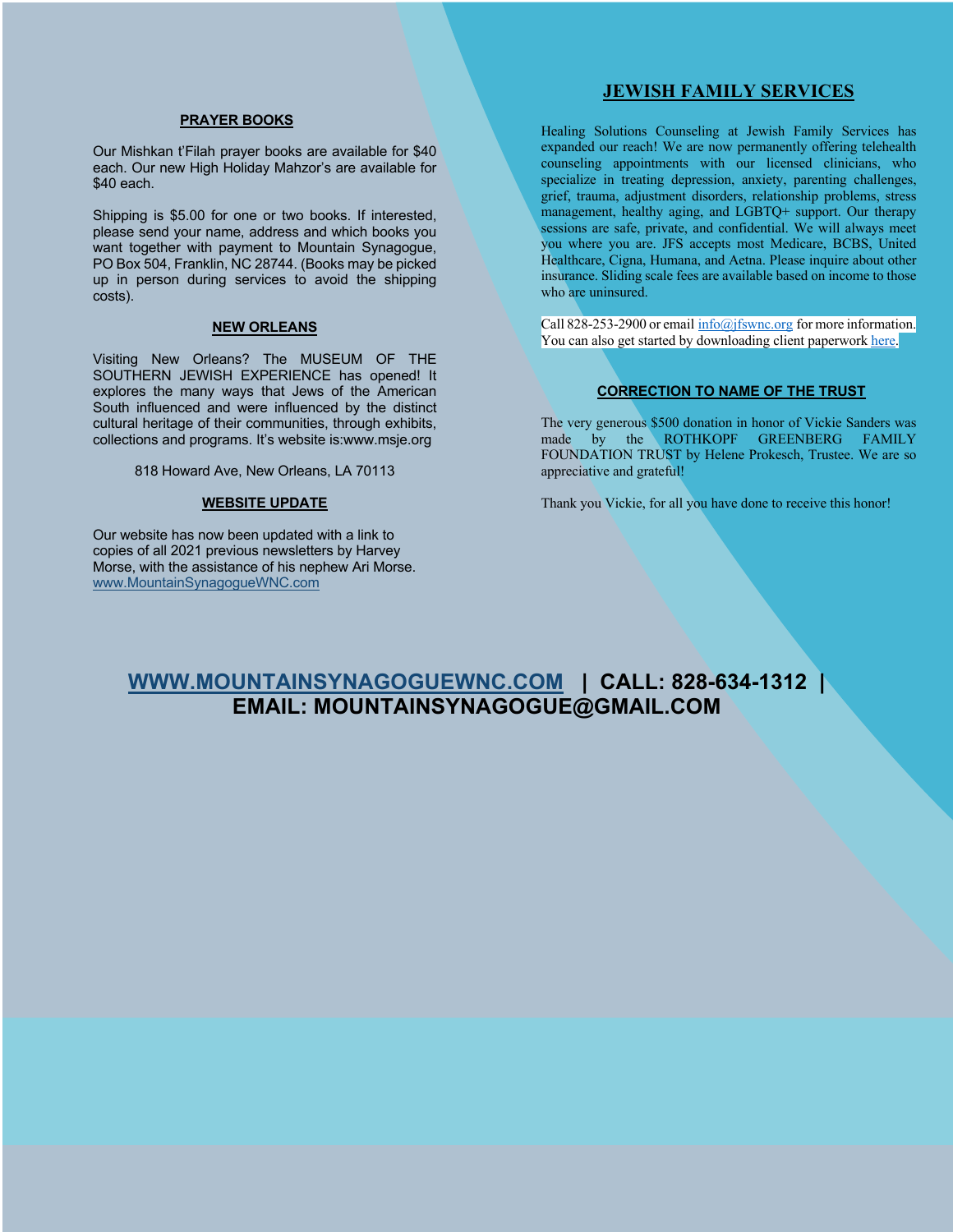## PRAYER BOOKS

Our Mishkan t'Filah prayer books are available for $40 each. Our new High Holiday Mahzor's are available for $40 each.

Shipping is $5.00 for one or two books. If interested, please send your name, address and which books you want together with payment to Mountain Synagogue, PO Box 504, Franklin, NC 28744. (Books may be picked up in person during services to avoid the shipping costs).

## NEW ORLEANS

Visiting New Orleans? The MUSEUM OF THE SOUTHERN JEWISH EXPERIENCE has opened! It explores the many ways that Jews of the American South influenced and were influenced by the distinct cultural heritage of their communities, through exhibits, collections and programs. It's website is:www.msje.org

818 Howard Ave, New Orleans, LA 70113

## WEBSITE UPDATE

Our website has now been updated with a link to copies of all 2021 previous newsletters by Harvey Morse, with the assistance of his nephew Ari Morse.
www.MountainSynagogueWNC.com

## JEWISH FAMILY SERVICES

Healing Solutions Counseling at Jewish Family Services has expanded our reach! We are now permanently offering telehealth counseling appointments with our licensed clinicians, who specialize in treating depression, anxiety, parenting challenges, grief, trauma, adjustment disorders, relationship problems, stress management, healthy aging, and LGBTQ+ support. Our therapy sessions are safe, private, and confidential. We will always meet you where you are. JFS accepts most Medicare, BCBS, United Healthcare, Cigna, Humana, and Aetna. Please inquire about other insurance. Sliding scale fees are available based on income to those who are uninsured.

Call 828-253-2900 or email info@jfswnc.org for more information. You can also get started by downloading client paperwork here.

## CORRECTION TO NAME OF THE TRUST

The very generous $500 donation in honor of Vickie Sanders was made by the ROTHKOPF GREENBERG FAMILY FOUNDATION TRUST by Helene Prokesch, Trustee. We are so appreciative and grateful!

Thank you Vickie, for all you have done to receive this honor!

**WWW.MOUNTAINSYNAGOGUEWNC.COM | CALL: 828-634-1312 | EMAIL: MOUNTAINSYNAGOGUE@GMAIL.COM**